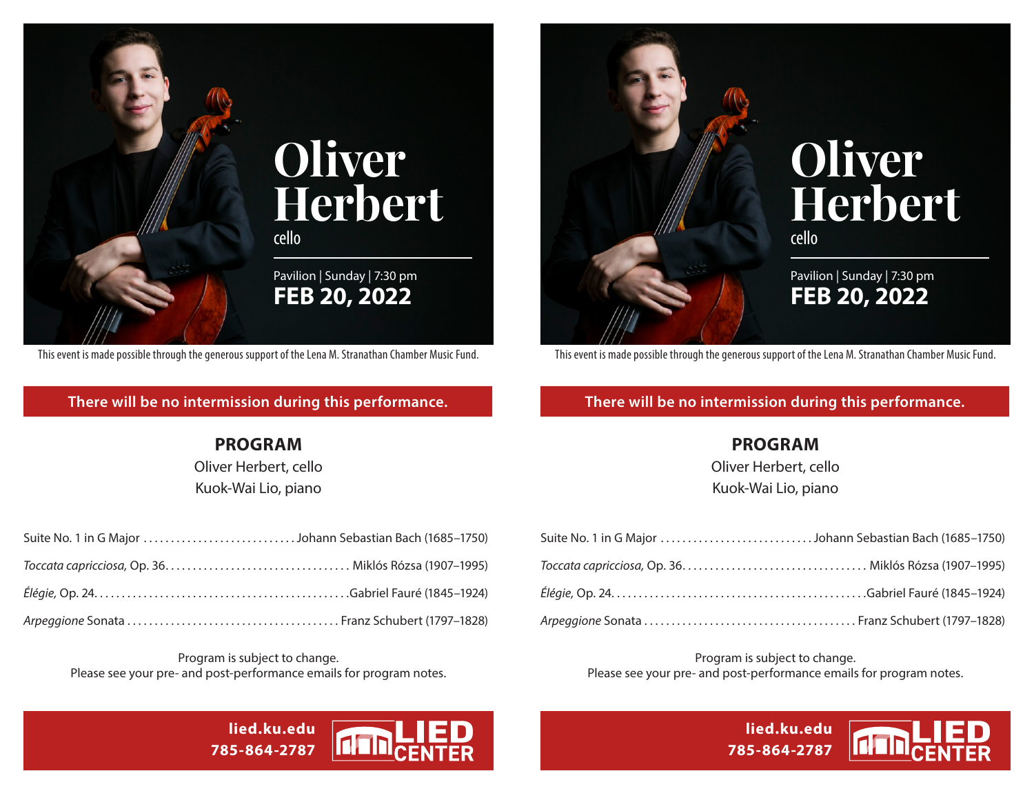# Oliver Herbert

cello

Pavilion | Sunday | 7:30 pm

**FEB 20, 2022**

This event is made possible through the generous support of the Lena M. Stranathan Chamber Music Fund.

**There will be no intermission during this performance.**

## PROGRAM

Oliver Herbert, cello

Kuok-Wai Lio, piano

Suite No. 1 in G Major ............................ Johann Sebastian Bach (1685–1750)

*Toccata capricciosa,* Op. 36................................. Miklós Rózsa (1907–1995)

*Élégie,* Op. 24............................................. Gabriel Fauré (1845–1924)

*Arpeggione* Sonata ...................................... Franz Schubert (1797–1828)

Program is subject to change.
Please see your pre- and post-performance emails for program notes.

**lied.ku.edu**
**785-864-2787**

LIED CENTER

# Oliver Herbert

cello

Pavilion | Sunday | 7:30 pm

**FEB 20, 2022**

This event is made possible through the generous support of the Lena M. Stranathan Chamber Music Fund.

**There will be no intermission during this performance.**

## PROGRAM

Oliver Herbert, cello

Kuok-Wai Lio, piano

Suite No. 1 in G Major ............................ Johann Sebastian Bach (1685–1750)

*Toccata capricciosa,* Op. 36................................. Miklós Rózsa (1907–1995)

*Élégie,* Op. 24............................................. Gabriel Fauré (1845–1924)

*Arpeggione* Sonata ...................................... Franz Schubert (1797–1828)

Program is subject to change.
Please see your pre- and post-performance emails for program notes.

**lied.ku.edu**
**785-864-2787**

LIED CENTER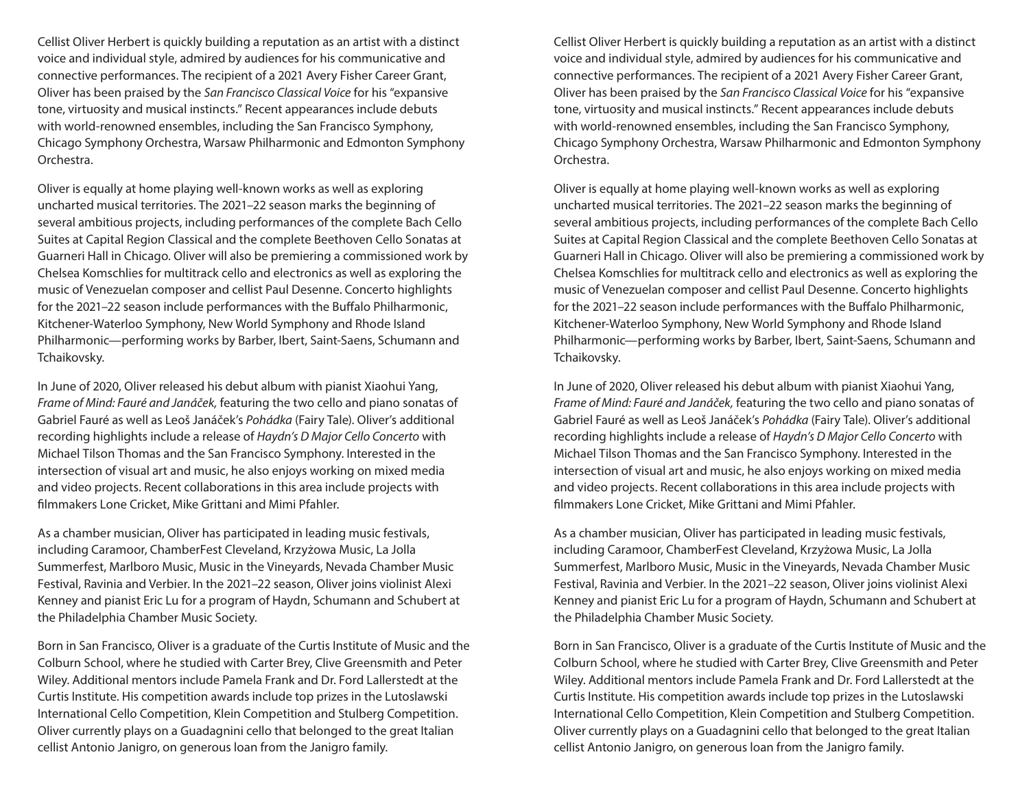Cellist Oliver Herbert is quickly building a reputation as an artist with a distinct voice and individual style, admired by audiences for his communicative and connective performances. The recipient of a 2021 Avery Fisher Career Grant, Oliver has been praised by the *San Francisco Classical Voice* for his "expansive tone, virtuosity and musical instincts." Recent appearances include debuts with world-renowned ensembles, including the San Francisco Symphony, Chicago Symphony Orchestra, Warsaw Philharmonic and Edmonton Symphony Orchestra.

Oliver is equally at home playing well-known works as well as exploring uncharted musical territories. The 2021–22 season marks the beginning of several ambitious projects, including performances of the complete Bach Cello Suites at Capital Region Classical and the complete Beethoven Cello Sonatas at Guarneri Hall in Chicago. Oliver will also be premiering a commissioned work by Chelsea Komschlies for multitrack cello and electronics as well as exploring the music of Venezuelan composer and cellist Paul Desenne. Concerto highlights for the 2021–22 season include performances with the Buffalo Philharmonic, Kitchener-Waterloo Symphony, New World Symphony and Rhode Island Philharmonic—performing works by Barber, Ibert, Saint-Saens, Schumann and Tchaikovsky.

In June of 2020, Oliver released his debut album with pianist Xiaohui Yang, *Frame of Mind: Fauré and Janáček,* featuring the two cello and piano sonatas of Gabriel Fauré as well as Leoš Janáček's *Pohádka* (Fairy Tale). Oliver's additional recording highlights include a release of *Haydn's D Major Cello Concerto* with Michael Tilson Thomas and the San Francisco Symphony. Interested in the intersection of visual art and music, he also enjoys working on mixed media and video projects. Recent collaborations in this area include projects with filmmakers Lone Cricket, Mike Grittani and Mimi Pfahler.

As a chamber musician, Oliver has participated in leading music festivals, including Caramoor, ChamberFest Cleveland, Krzyżowa Music, La Jolla Summerfest, Marlboro Music, Music in the Vineyards, Nevada Chamber Music Festival, Ravinia and Verbier. In the 2021–22 season, Oliver joins violinist Alexi Kenney and pianist Eric Lu for a program of Haydn, Schumann and Schubert at the Philadelphia Chamber Music Society.

Born in San Francisco, Oliver is a graduate of the Curtis Institute of Music and the Colburn School, where he studied with Carter Brey, Clive Greensmith and Peter Wiley. Additional mentors include Pamela Frank and Dr. Ford Lallerstedt at the Curtis Institute. His competition awards include top prizes in the Lutoslawski International Cello Competition, Klein Competition and Stulberg Competition. Oliver currently plays on a Guadagnini cello that belonged to the great Italian cellist Antonio Janigro, on generous loan from the Janigro family.

Cellist Oliver Herbert is quickly building a reputation as an artist with a distinct voice and individual style, admired by audiences for his communicative and connective performances. The recipient of a 2021 Avery Fisher Career Grant, Oliver has been praised by the *San Francisco Classical Voice* for his "expansive tone, virtuosity and musical instincts." Recent appearances include debuts with world-renowned ensembles, including the San Francisco Symphony, Chicago Symphony Orchestra, Warsaw Philharmonic and Edmonton Symphony Orchestra.

Oliver is equally at home playing well-known works as well as exploring uncharted musical territories. The 2021–22 season marks the beginning of several ambitious projects, including performances of the complete Bach Cello Suites at Capital Region Classical and the complete Beethoven Cello Sonatas at Guarneri Hall in Chicago. Oliver will also be premiering a commissioned work by Chelsea Komschlies for multitrack cello and electronics as well as exploring the music of Venezuelan composer and cellist Paul Desenne. Concerto highlights for the 2021–22 season include performances with the Buffalo Philharmonic, Kitchener-Waterloo Symphony, New World Symphony and Rhode Island Philharmonic—performing works by Barber, Ibert, Saint-Saens, Schumann and Tchaikovsky.

In June of 2020, Oliver released his debut album with pianist Xiaohui Yang, *Frame of Mind: Fauré and Janáček,* featuring the two cello and piano sonatas of Gabriel Fauré as well as Leoš Janáček's *Pohádka* (Fairy Tale). Oliver's additional recording highlights include a release of *Haydn's D Major Cello Concerto* with Michael Tilson Thomas and the San Francisco Symphony. Interested in the intersection of visual art and music, he also enjoys working on mixed media and video projects. Recent collaborations in this area include projects with filmmakers Lone Cricket, Mike Grittani and Mimi Pfahler.

As a chamber musician, Oliver has participated in leading music festivals, including Caramoor, ChamberFest Cleveland, Krzyżowa Music, La Jolla Summerfest, Marlboro Music, Music in the Vineyards, Nevada Chamber Music Festival, Ravinia and Verbier. In the 2021–22 season, Oliver joins violinist Alexi Kenney and pianist Eric Lu for a program of Haydn, Schumann and Schubert at the Philadelphia Chamber Music Society.

Born in San Francisco, Oliver is a graduate of the Curtis Institute of Music and the Colburn School, where he studied with Carter Brey, Clive Greensmith and Peter Wiley. Additional mentors include Pamela Frank and Dr. Ford Lallerstedt at the Curtis Institute. His competition awards include top prizes in the Lutoslawski International Cello Competition, Klein Competition and Stulberg Competition. Oliver currently plays on a Guadagnini cello that belonged to the great Italian cellist Antonio Janigro, on generous loan from the Janigro family.